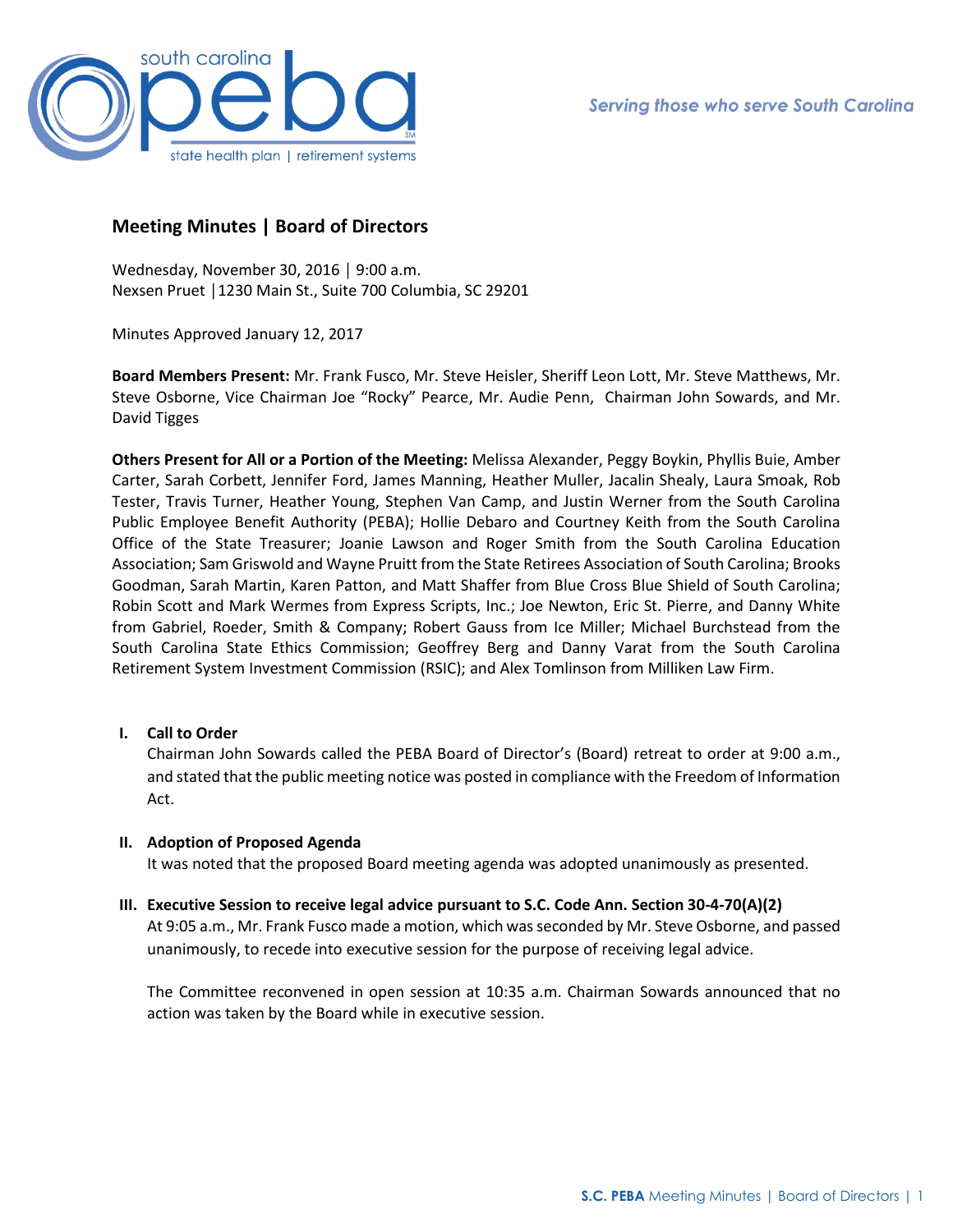# Meeting Minutes | Board of Directors

Wednesday, November 30, 2016 │ 9:00 a.m.
Nexsen Pruet │1230 Main St., Suite 700 Columbia, SC 29201

Minutes Approved January 12, 2017

**Board Members Present:** Mr. Frank Fusco, Mr. Steve Heisler, Sheriff Leon Lott, Mr. Steve Matthews, Mr. Steve Osborne, Vice Chairman Joe "Rocky" Pearce, Mr. Audie Penn, Chairman John Sowards, and Mr. David Tigges

**Others Present for All or a Portion of the Meeting:** Melissa Alexander, Peggy Boykin, Phyllis Buie, Amber Carter, Sarah Corbett, Jennifer Ford, James Manning, Heather Muller, Jacalin Shealy, Laura Smoak, Rob Tester, Travis Turner, Heather Young, Stephen Van Camp, and Justin Werner from the South Carolina Public Employee Benefit Authority (PEBA); Hollie Debaro and Courtney Keith from the South Carolina Office of the State Treasurer; Joanie Lawson and Roger Smith from the South Carolina Education Association; Sam Griswold and Wayne Pruitt from the State Retirees Association of South Carolina; Brooks Goodman, Sarah Martin, Karen Patton, and Matt Shaffer from Blue Cross Blue Shield of South Carolina; Robin Scott and Mark Wermes from Express Scripts, Inc.; Joe Newton, Eric St. Pierre, and Danny White from Gabriel, Roeder, Smith & Company; Robert Gauss from Ice Miller; Michael Burchstead from the South Carolina State Ethics Commission; Geoffrey Berg and Danny Varat from the South Carolina Retirement System Investment Commission (RSIC); and Alex Tomlinson from Milliken Law Firm.

## I. Call to Order

Chairman John Sowards called the PEBA Board of Director's (Board) retreat to order at 9:00 a.m., and stated that the public meeting notice was posted in compliance with the Freedom of Information Act.

## II. Adoption of Proposed Agenda

It was noted that the proposed Board meeting agenda was adopted unanimously as presented.

## III. Executive Session to receive legal advice pursuant to S.C. Code Ann. Section 30-4-70(A)(2)

At 9:05 a.m., Mr. Frank Fusco made a motion, which was seconded by Mr. Steve Osborne, and passed unanimously, to recede into executive session for the purpose of receiving legal advice.

The Committee reconvened in open session at 10:35 a.m. Chairman Sowards announced that no action was taken by the Board while in executive session.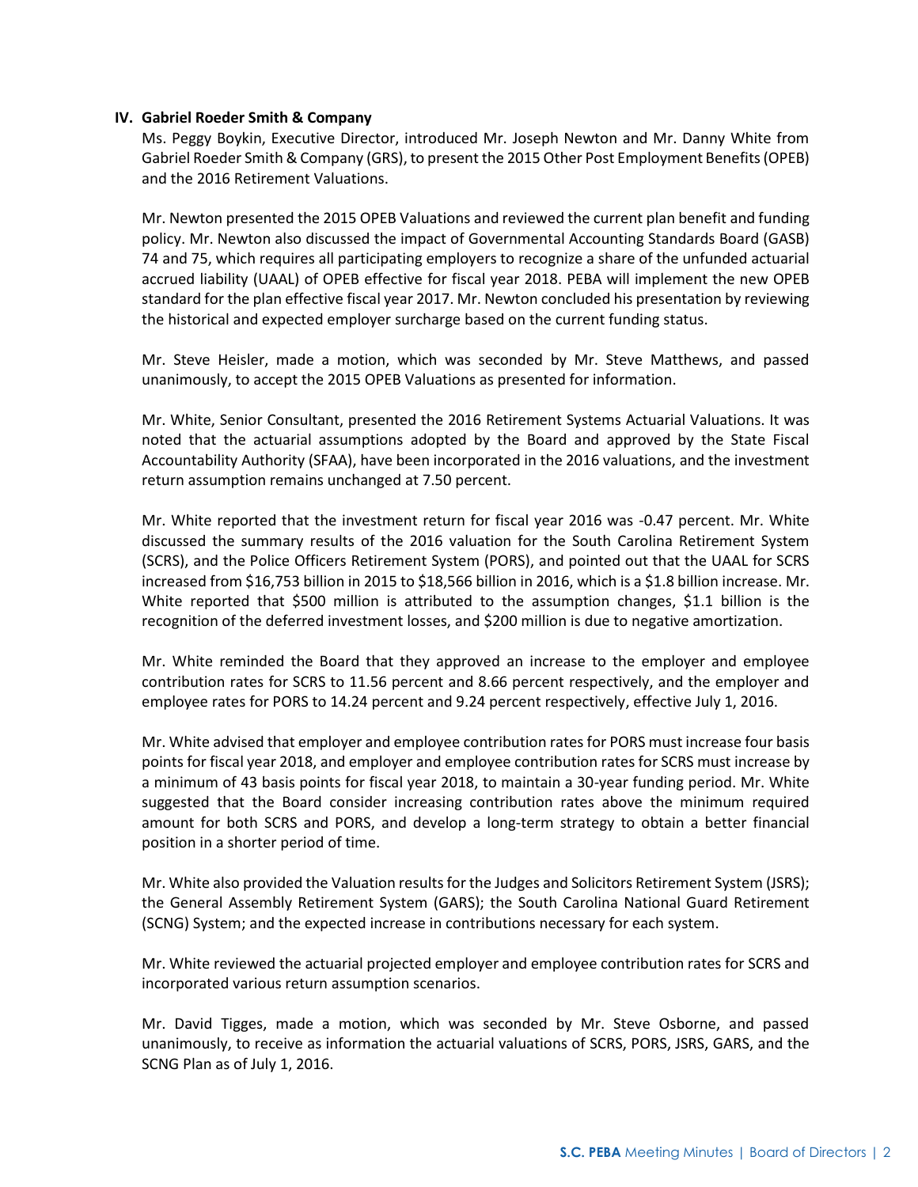**IV. Gabriel Roeder Smith & Company**

Ms. Peggy Boykin, Executive Director, introduced Mr. Joseph Newton and Mr. Danny White from Gabriel Roeder Smith & Company (GRS), to present the 2015 Other Post Employment Benefits (OPEB) and the 2016 Retirement Valuations.

Mr. Newton presented the 2015 OPEB Valuations and reviewed the current plan benefit and funding policy. Mr. Newton also discussed the impact of Governmental Accounting Standards Board (GASB) 74 and 75, which requires all participating employers to recognize a share of the unfunded actuarial accrued liability (UAAL) of OPEB effective for fiscal year 2018. PEBA will implement the new OPEB standard for the plan effective fiscal year 2017. Mr. Newton concluded his presentation by reviewing the historical and expected employer surcharge based on the current funding status.

Mr. Steve Heisler, made a motion, which was seconded by Mr. Steve Matthews, and passed unanimously, to accept the 2015 OPEB Valuations as presented for information.

Mr. White, Senior Consultant, presented the 2016 Retirement Systems Actuarial Valuations. It was noted that the actuarial assumptions adopted by the Board and approved by the State Fiscal Accountability Authority (SFAA), have been incorporated in the 2016 valuations, and the investment return assumption remains unchanged at 7.50 percent.

Mr. White reported that the investment return for fiscal year 2016 was -0.47 percent. Mr. White discussed the summary results of the 2016 valuation for the South Carolina Retirement System (SCRS), and the Police Officers Retirement System (PORS), and pointed out that the UAAL for SCRS increased from $16,753 billion in 2015 to $18,566 billion in 2016, which is a $1.8 billion increase. Mr. White reported that $500 million is attributed to the assumption changes, $1.1 billion is the recognition of the deferred investment losses, and $200 million is due to negative amortization.

Mr. White reminded the Board that they approved an increase to the employer and employee contribution rates for SCRS to 11.56 percent and 8.66 percent respectively, and the employer and employee rates for PORS to 14.24 percent and 9.24 percent respectively, effective July 1, 2016.

Mr. White advised that employer and employee contribution rates for PORS must increase four basis points for fiscal year 2018, and employer and employee contribution rates for SCRS must increase by a minimum of 43 basis points for fiscal year 2018, to maintain a 30-year funding period. Mr. White suggested that the Board consider increasing contribution rates above the minimum required amount for both SCRS and PORS, and develop a long-term strategy to obtain a better financial position in a shorter period of time.

Mr. White also provided the Valuation results for the Judges and Solicitors Retirement System (JSRS); the General Assembly Retirement System (GARS); the South Carolina National Guard Retirement (SCNG) System; and the expected increase in contributions necessary for each system.

Mr. White reviewed the actuarial projected employer and employee contribution rates for SCRS and incorporated various return assumption scenarios.

Mr. David Tigges, made a motion, which was seconded by Mr. Steve Osborne, and passed unanimously, to receive as information the actuarial valuations of SCRS, PORS, JSRS, GARS, and the SCNG Plan as of July 1, 2016.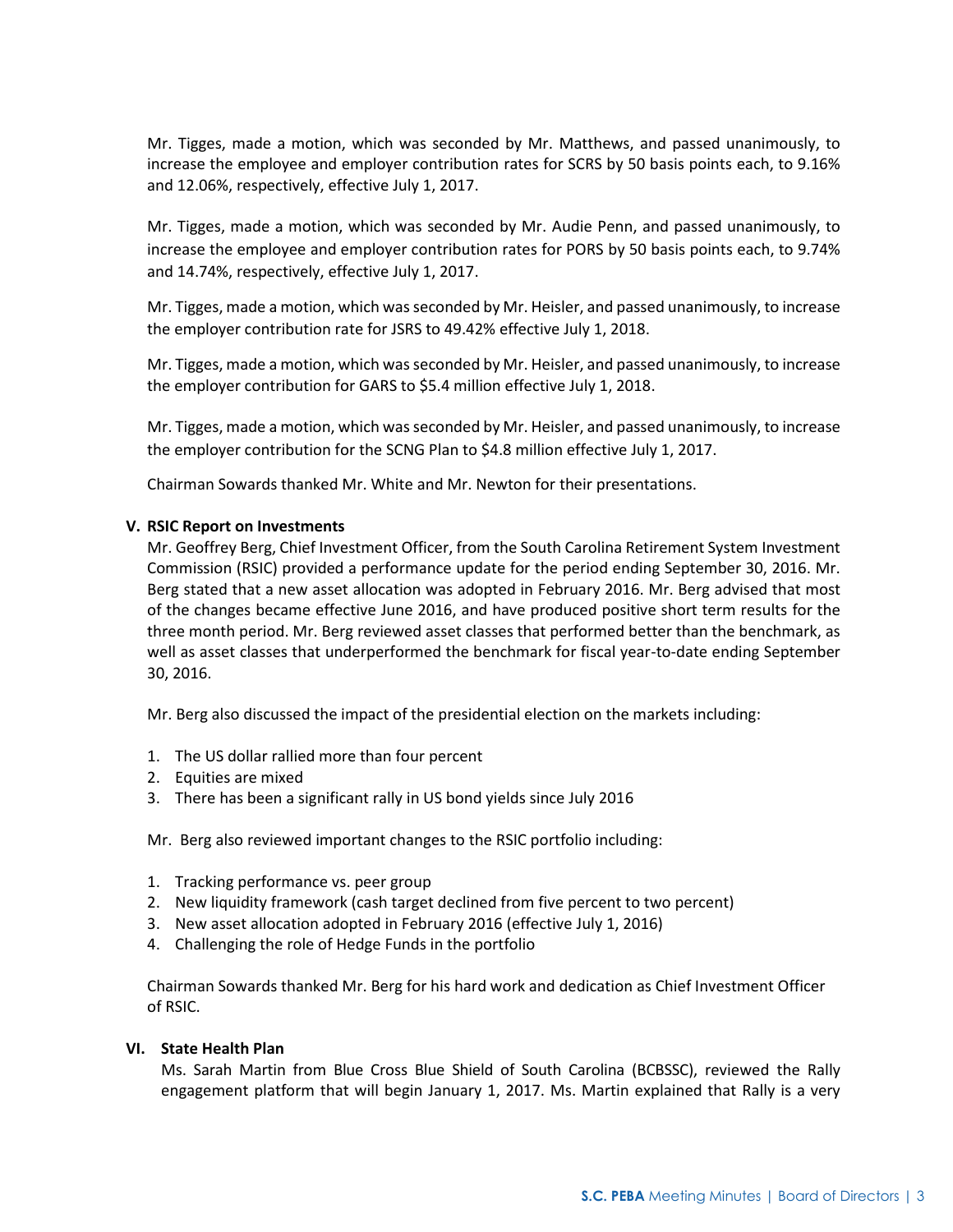Mr. Tigges, made a motion, which was seconded by Mr. Matthews, and passed unanimously, to increase the employee and employer contribution rates for SCRS by 50 basis points each, to 9.16% and 12.06%, respectively, effective July 1, 2017.

Mr. Tigges, made a motion, which was seconded by Mr. Audie Penn, and passed unanimously, to increase the employee and employer contribution rates for PORS by 50 basis points each, to 9.74% and 14.74%, respectively, effective July 1, 2017.

Mr. Tigges, made a motion, which was seconded by Mr. Heisler, and passed unanimously, to increase the employer contribution rate for JSRS to 49.42% effective July 1, 2018.

Mr. Tigges, made a motion, which was seconded by Mr. Heisler, and passed unanimously, to increase the employer contribution for GARS to $5.4 million effective July 1, 2018.

Mr. Tigges, made a motion, which was seconded by Mr. Heisler, and passed unanimously, to increase the employer contribution for the SCNG Plan to $4.8 million effective July 1, 2017.

Chairman Sowards thanked Mr. White and Mr. Newton for their presentations.

## V. RSIC Report on Investments

Mr. Geoffrey Berg, Chief Investment Officer, from the South Carolina Retirement System Investment Commission (RSIC) provided a performance update for the period ending September 30, 2016. Mr. Berg stated that a new asset allocation was adopted in February 2016. Mr. Berg advised that most of the changes became effective June 2016, and have produced positive short term results for the three month period. Mr. Berg reviewed asset classes that performed better than the benchmark, as well as asset classes that underperformed the benchmark for fiscal year-to-date ending September 30, 2016.

Mr. Berg also discussed the impact of the presidential election on the markets including:

1. The US dollar rallied more than four percent
2. Equities are mixed
3. There has been a significant rally in US bond yields since July 2016

Mr. Berg also reviewed important changes to the RSIC portfolio including:

1. Tracking performance vs. peer group
2. New liquidity framework (cash target declined from five percent to two percent)
3. New asset allocation adopted in February 2016 (effective July 1, 2016)
4. Challenging the role of Hedge Funds in the portfolio

Chairman Sowards thanked Mr. Berg for his hard work and dedication as Chief Investment Officer of RSIC.

## VI. State Health Plan

Ms. Sarah Martin from Blue Cross Blue Shield of South Carolina (BCBSSC), reviewed the Rally engagement platform that will begin January 1, 2017. Ms. Martin explained that Rally is a very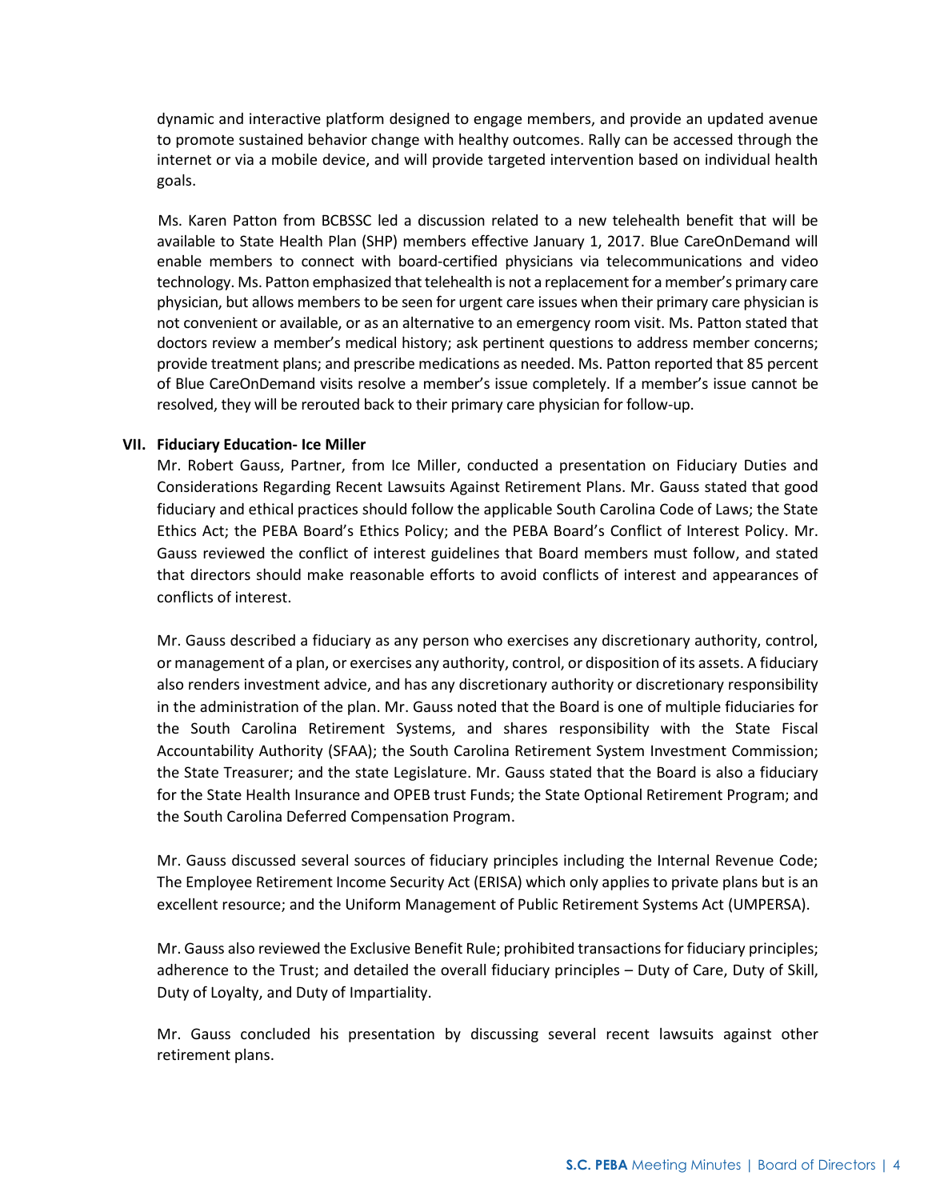dynamic and interactive platform designed to engage members, and provide an updated avenue to promote sustained behavior change with healthy outcomes. Rally can be accessed through the internet or via a mobile device, and will provide targeted intervention based on individual health goals.

Ms. Karen Patton from BCBSSC led a discussion related to a new telehealth benefit that will be available to State Health Plan (SHP) members effective January 1, 2017. Blue CareOnDemand will enable members to connect with board-certified physicians via telecommunications and video technology. Ms. Patton emphasized that telehealth is not a replacement for a member's primary care physician, but allows members to be seen for urgent care issues when their primary care physician is not convenient or available, or as an alternative to an emergency room visit. Ms. Patton stated that doctors review a member's medical history; ask pertinent questions to address member concerns; provide treatment plans; and prescribe medications as needed. Ms. Patton reported that 85 percent of Blue CareOnDemand visits resolve a member's issue completely. If a member's issue cannot be resolved, they will be rerouted back to their primary care physician for follow-up.

## VII. Fiduciary Education- Ice Miller

Mr. Robert Gauss, Partner, from Ice Miller, conducted a presentation on Fiduciary Duties and Considerations Regarding Recent Lawsuits Against Retirement Plans. Mr. Gauss stated that good fiduciary and ethical practices should follow the applicable South Carolina Code of Laws; the State Ethics Act; the PEBA Board's Ethics Policy; and the PEBA Board's Conflict of Interest Policy. Mr. Gauss reviewed the conflict of interest guidelines that Board members must follow, and stated that directors should make reasonable efforts to avoid conflicts of interest and appearances of conflicts of interest.

Mr. Gauss described a fiduciary as any person who exercises any discretionary authority, control, or management of a plan, or exercises any authority, control, or disposition of its assets. A fiduciary also renders investment advice, and has any discretionary authority or discretionary responsibility in the administration of the plan. Mr. Gauss noted that the Board is one of multiple fiduciaries for the South Carolina Retirement Systems, and shares responsibility with the State Fiscal Accountability Authority (SFAA); the South Carolina Retirement System Investment Commission; the State Treasurer; and the state Legislature. Mr. Gauss stated that the Board is also a fiduciary for the State Health Insurance and OPEB trust Funds; the State Optional Retirement Program; and the South Carolina Deferred Compensation Program.

Mr. Gauss discussed several sources of fiduciary principles including the Internal Revenue Code; The Employee Retirement Income Security Act (ERISA) which only applies to private plans but is an excellent resource; and the Uniform Management of Public Retirement Systems Act (UMPERSA).

Mr. Gauss also reviewed the Exclusive Benefit Rule; prohibited transactions for fiduciary principles; adherence to the Trust; and detailed the overall fiduciary principles – Duty of Care, Duty of Skill, Duty of Loyalty, and Duty of Impartiality.

Mr. Gauss concluded his presentation by discussing several recent lawsuits against other retirement plans.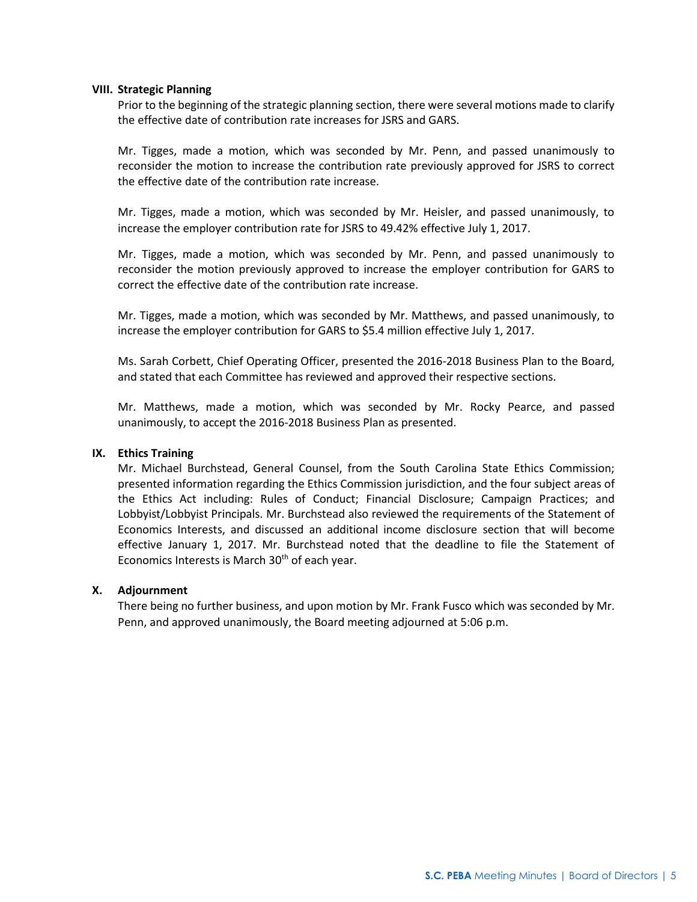## VIII. Strategic Planning

Prior to the beginning of the strategic planning section, there were several motions made to clarify the effective date of contribution rate increases for JSRS and GARS.

Mr. Tigges, made a motion, which was seconded by Mr. Penn, and passed unanimously to reconsider the motion to increase the contribution rate previously approved for JSRS to correct the effective date of the contribution rate increase.

Mr. Tigges, made a motion, which was seconded by Mr. Heisler, and passed unanimously, to increase the employer contribution rate for JSRS to 49.42% effective July 1, 2017.

Mr. Tigges, made a motion, which was seconded by Mr. Penn, and passed unanimously to reconsider the motion previously approved to increase the employer contribution for GARS to correct the effective date of the contribution rate increase.

Mr. Tigges, made a motion, which was seconded by Mr. Matthews, and passed unanimously, to increase the employer contribution for GARS to $5.4 million effective July 1, 2017.

Ms. Sarah Corbett, Chief Operating Officer, presented the 2016-2018 Business Plan to the Board, and stated that each Committee has reviewed and approved their respective sections.

Mr. Matthews, made a motion, which was seconded by Mr. Rocky Pearce, and passed unanimously, to accept the 2016-2018 Business Plan as presented.

## IX. Ethics Training

Mr. Michael Burchstead, General Counsel, from the South Carolina State Ethics Commission; presented information regarding the Ethics Commission jurisdiction, and the four subject areas of the Ethics Act including: Rules of Conduct; Financial Disclosure; Campaign Practices; and Lobbyist/Lobbyist Principals. Mr. Burchstead also reviewed the requirements of the Statement of Economics Interests, and discussed an additional income disclosure section that will become effective January 1, 2017. Mr. Burchstead noted that the deadline to file the Statement of Economics Interests is March 30th of each year.

## X. Adjournment

There being no further business, and upon motion by Mr. Frank Fusco which was seconded by Mr. Penn, and approved unanimously, the Board meeting adjourned at 5:06 p.m.